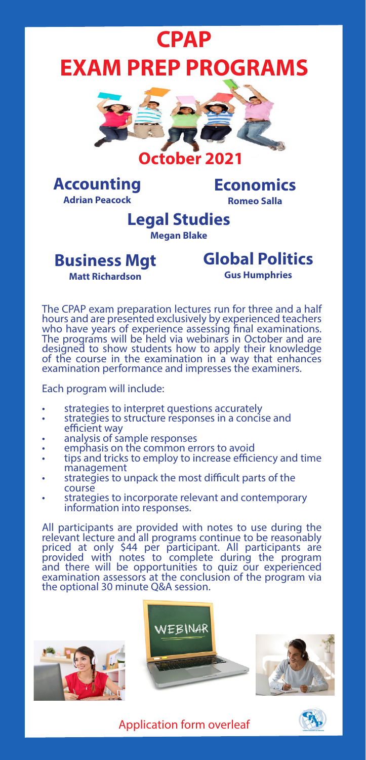# CPAP
# EXAM PREP PROGRAMS

## October 2021

### Accounting
**Adrian Peacock**

### Economics
**Romeo Salla**

### Legal Studies
**Megan Blake**

### Business Mgt
**Matt Richardson**

### Global Politics
**Gus Humphries**

The CPAP exam preparation lectures run for three and a half hours and are presented exclusively by experienced teachers who have years of experience assessing final examinations. The programs will be held via webinars in October and are designed to show students how to apply their knowledge of the course in the examination in a way that enhances examination performance and impresses the examiners.

Each program will include:

- strategies to interpret questions accurately
- strategies to structure responses in a concise and efficient way
- analysis of sample responses
- emphasis on the common errors to avoid
- tips and tricks to employ to increase efficiency and time management
- strategies to unpack the most difficult parts of the course
- strategies to incorporate relevant and contemporary information into responses.

All participants are provided with notes to use during the relevant lecture and all programs continue to be reasonably priced at only $44 per participant. All participants are provided with notes to complete during the program and there will be opportunities to quiz our experienced examination assessors at the conclusion of the program via the optional 30 minute Q&A session.

Application form overleaf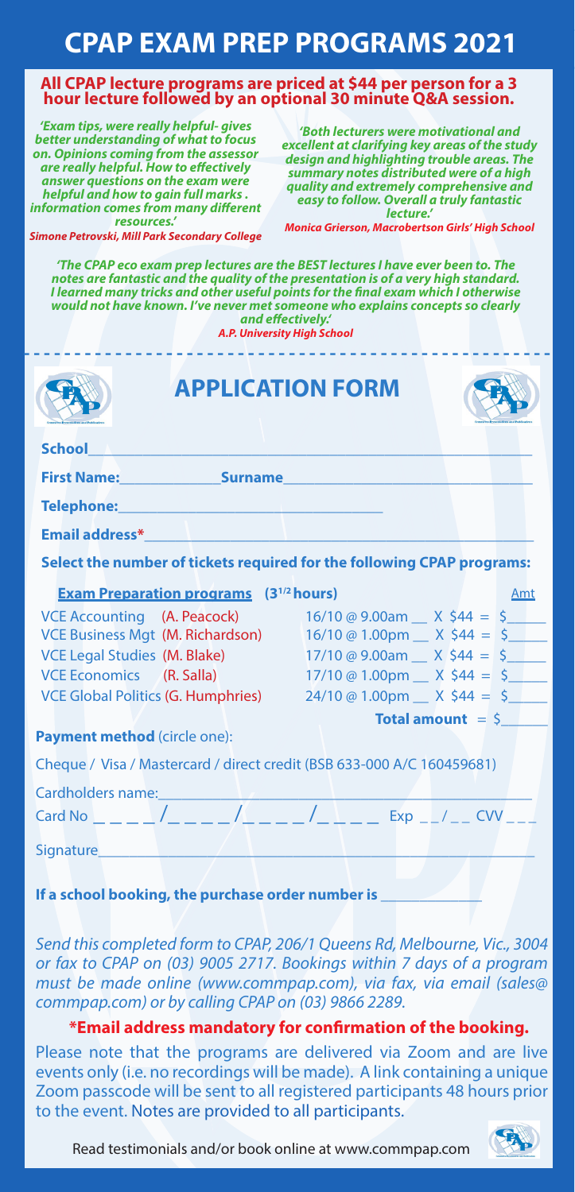# CPAP EXAM PREP PROGRAMS 2021

**All CPAP lecture programs are priced at $44 per person for a 3 hour lecture followed by an optional 30 minute Q&A session.**

***'Exam tips, were really helpful- gives better understanding of what to focus on. Opinions coming from the assessor are really helpful. How to effectively answer questions on the exam were helpful and how to gain full marks . information comes from many different resources.'***
***Simone Petrovski, Mill Park Secondary College***

***'Both lecturers were motivational and excellent at clarifying key areas of the study design and highlighting trouble areas. The summary notes distributed were of a high quality and extremely comprehensive and easy to follow. Overall a truly fantastic lecture.'***
***Monica Grierson, Macrobertson Girls' High School***

***'The CPAP eco exam prep lectures are the BEST lectures I have ever been to. The notes are fantastic and the quality of the presentation is of a very high standard. I learned many tricks and other useful points for the final exam which I otherwise would not have known. I've never met someone who explains concepts so clearly and effectively.'***
***A.P. University High School***

## APPLICATION FORM

**School**\_\_\_\_\_\_\_\_\_\_\_\_\_\_\_\_\_\_\_\_\_\_\_\_\_\_\_\_\_\_\_\_\_\_\_\_\_\_\_\_

**First Name:**\_\_\_\_\_\_\_\_\_\_\_\_ **Surname**\_\_\_\_\_\_\_\_\_\_\_\_\_\_\_\_\_\_\_\_\_\_\_\_\_\_

**Telephone:**\_\_\_\_\_\_\_\_\_\_\_\_\_\_\_\_\_\_\_\_\_\_\_\_\_\_\_\_

**Email address***\_\_\_\_\_\_\_\_\_\_\_\_\_\_\_\_\_\_\_\_\_\_\_\_\_\_\_\_\_\_\_\_\_\_\_\_

**Select the number of tickets required for the following CPAP programs:**

| **Exam Preparation programs (3 1/2 hours)** | | Amt |
|---|---|---|
| VCE Accounting (A. Peacock) | 16/10 @ 9.00am \_\_ X $44 = | $\_\_\_\_ |
| VCE Business Mgt (M. Richardson) | 16/10 @ 1.00pm \_\_ X $44 = | $\_\_\_\_ |
| VCE Legal Studies (M. Blake) | 17/10 @ 9.00am \_\_ X $44 = | $\_\_\_\_ |
| VCE Economics (R. Salla) | 17/10 @ 1.00pm \_\_ X $44 = | $\_\_\_\_ |
| VCE Global Politics (G. Humphries) | 24/10 @ 1.00pm \_\_ X $44 = | $\_\_\_\_ |
| | **Total amount** = | $\_\_\_\_ |

**Payment method** (circle one):

Cheque / Visa / Mastercard / direct credit (BSB 633-000 A/C 160459681)

Cardholders name:\_\_\_\_\_\_\_\_\_\_\_\_\_\_\_\_\_\_\_\_\_\_\_\_\_\_\_\_\_\_\_\_\_\_\_\_

Card No \_ \_ \_ \_ / \_ \_ \_ \_ / \_ \_ \_ \_ / \_ \_ \_ \_ Exp \_ \_ / \_ \_ CVV \_ \_ \_

Signature\_\_\_\_\_\_\_\_\_\_\_\_\_\_\_\_\_\_\_\_\_\_\_\_\_\_\_\_\_\_\_\_\_\_\_\_\_\_\_\_

**If a school booking, the purchase order number is** \_\_\_\_\_\_\_\_\_\_

*Send this completed form to CPAP, 206/1 Queens Rd, Melbourne, Vic., 3004 or fax to CPAP on (03) 9005 2717. Bookings within 7 days of a program must be made online (www.commpap.com), via fax, via email (sales@commpap.com) or by calling CPAP on (03) 9866 2289.*

**\*Email address mandatory for confirmation of the booking.**

Please note that the programs are delivered via Zoom and are live events only (i.e. no recordings will be made). A link containing a unique Zoom passcode will be sent to all registered participants 48 hours prior to the event. Notes are provided to all participants.

Read testimonials and/or book online at www.commpap.com